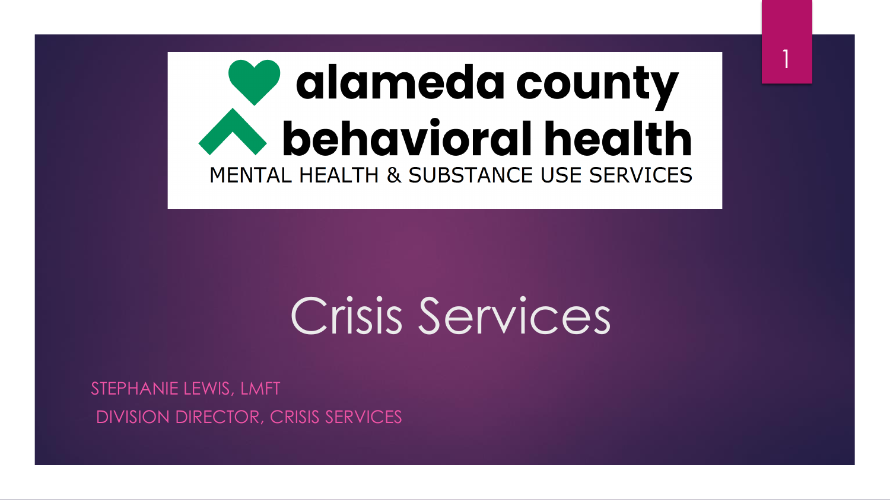alameda county
behavioral health
MENTAL HEALTH & SUBSTANCE USE SERVICES

# Crisis Services

STEPHANIE LEWIS, LMFT

DIVISION DIRECTOR, CRISIS SERVICES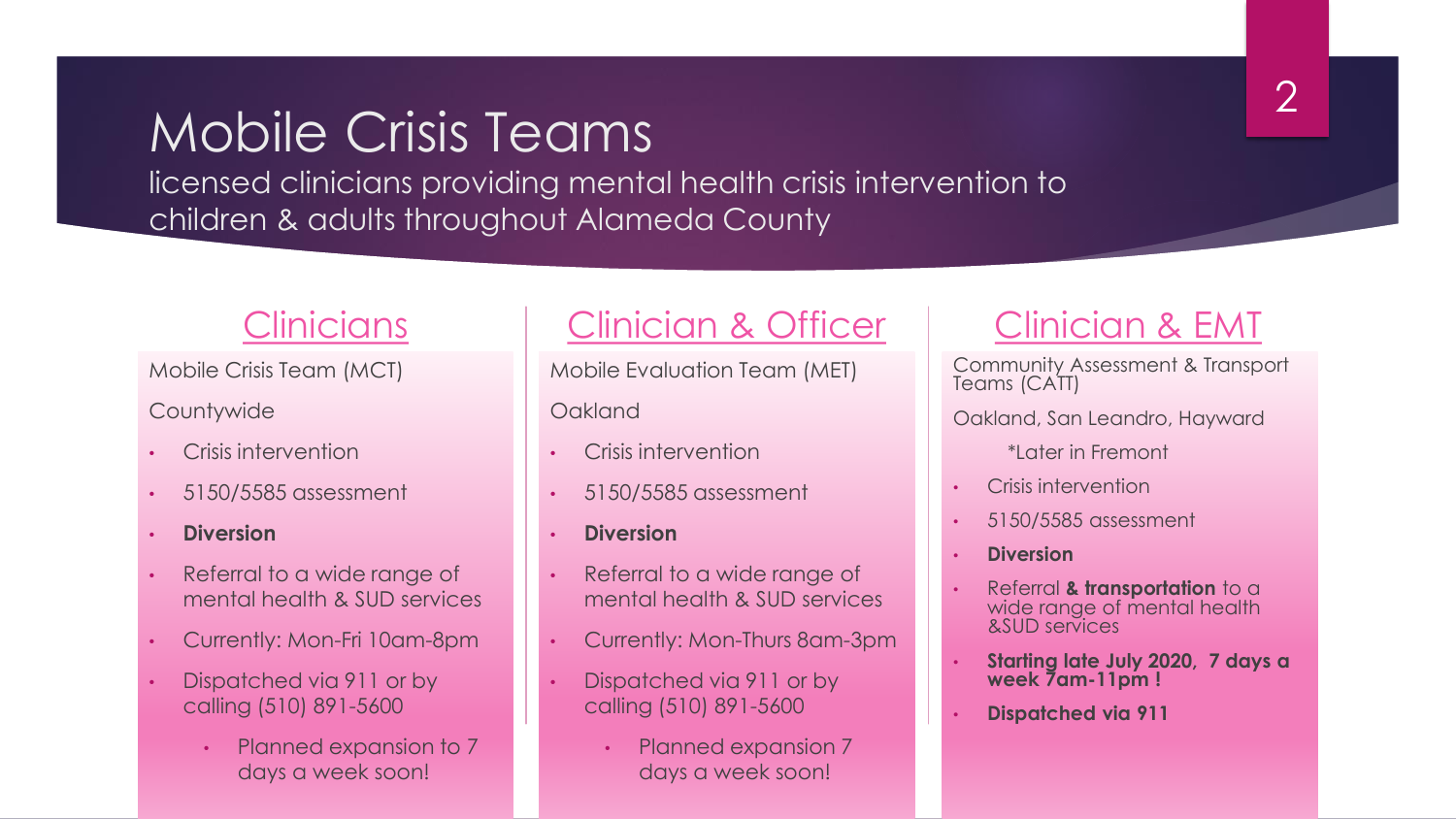# Mobile Crisis Teams

licensed clinicians providing mental health crisis intervention to children & adults throughout Alameda County

## Clinicians

Mobile Crisis Team (MCT)

Countywide

- Crisis intervention
- 5150/5585 assessment
- **Diversion**
- Referral to a wide range of mental health & SUD services
- Currently: Mon-Fri 10am-8pm
- Dispatched via 911 or by calling (510) 891-5600
  - Planned expansion to 7 days a week soon!

## Clinician & Officer

Mobile Evaluation Team (MET)

Oakland

- Crisis intervention
- 5150/5585 assessment
- **Diversion**
- Referral to a wide range of mental health & SUD services
- Currently: Mon-Thurs 8am-3pm
- Dispatched via 911 or by calling (510) 891-5600
  - Planned expansion 7 days a week soon!

## Clinician & EMT

Community Assessment & Transport Teams (CATT)

Oakland, San Leandro, Hayward

*Later in Fremont

- Crisis intervention
- 5150/5585 assessment
- **Diversion**
- Referral **& transportation** to a wide range of mental health &SUD services
- **Starting late July 2020, 7 days a week 7am-11pm !**
- **Dispatched via 911**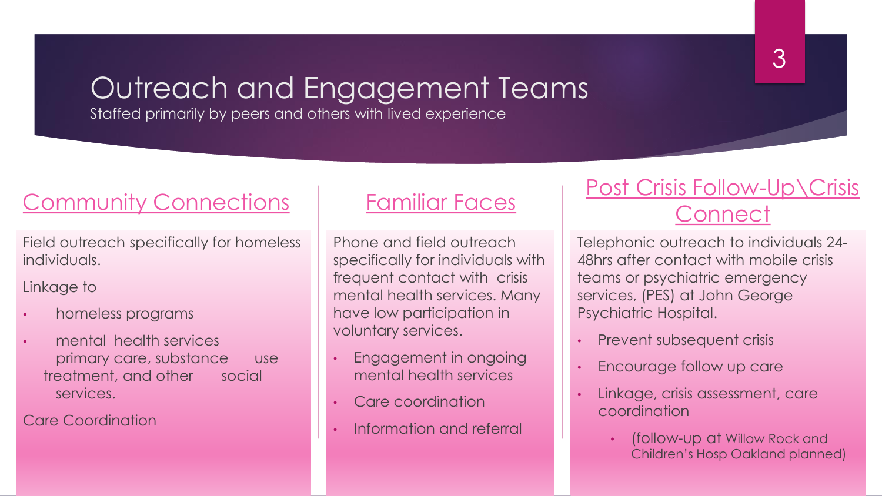# Outreach and Engagement Teams

Staffed primarily by peers and others with lived experience

## Community Connections

Field outreach specifically for homeless individuals.

Linkage to

- homeless programs
- mental health services primary care, substance use treatment, and other social services.

Care Coordination

## Familiar Faces

Phone and field outreach specifically for individuals with frequent contact with crisis mental health services. Many have low participation in voluntary services.

- Engagement in ongoing mental health services
- Care coordination
- Information and referral

## Post Crisis Follow-Up\Crisis Connect

Telephonic outreach to individuals 24-48hrs after contact with mobile crisis teams or psychiatric emergency services, (PES) at John George Psychiatric Hospital.

- Prevent subsequent crisis
- Encourage follow up care
- Linkage, crisis assessment, care coordination
  - (follow-up at Willow Rock and Children's Hosp Oakland planned)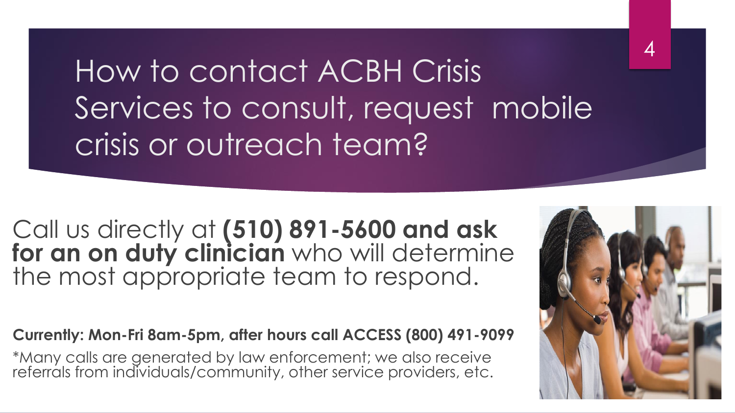# How to contact ACBH Crisis Services to consult, request mobile crisis or outreach team?

Call us directly at **(510) 891-5600 and ask for an on duty clinician** who will determine the most appropriate team to respond.

**Currently: Mon-Fri 8am-5pm, after hours call ACCESS (800) 491-9099**

*Many calls are generated by law enforcement; we also receive referrals from individuals/community, other service providers, etc.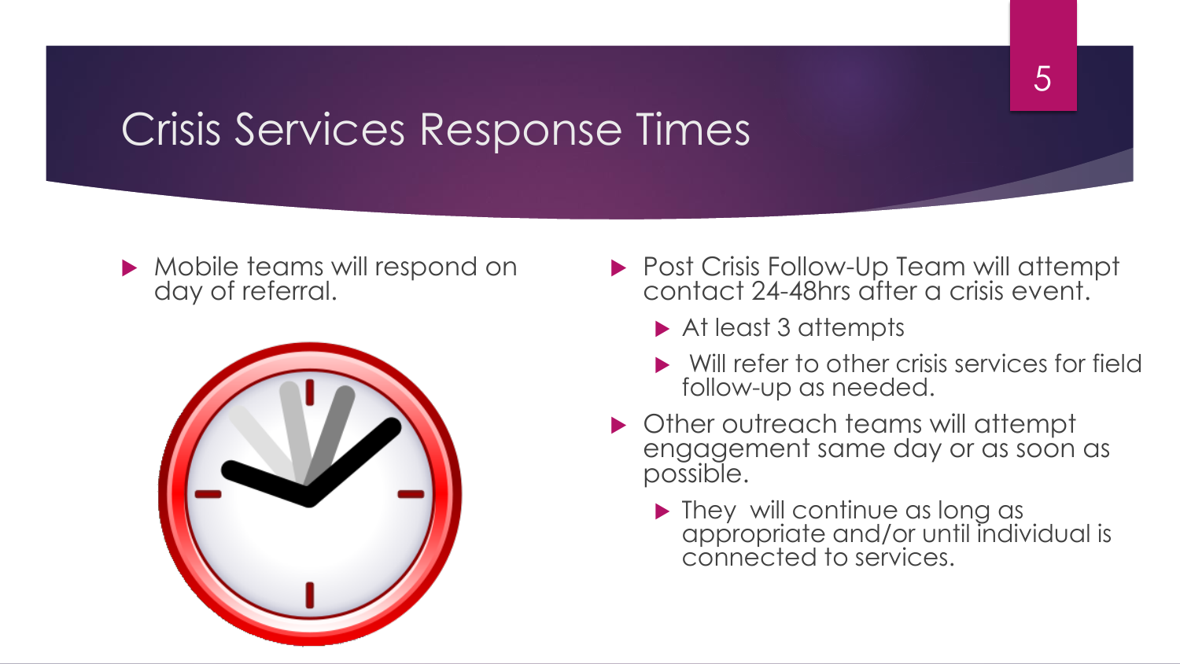# Crisis Services Response Times

- Mobile teams will respond on day of referral.

- Post Crisis Follow-Up Team will attempt contact 24-48hrs after a crisis event.
  - At least 3 attempts
  - Will refer to other crisis services for field follow-up as needed.
- Other outreach teams will attempt engagement same day or as soon as possible.
  - They will continue as long as appropriate and/or until individual is connected to services.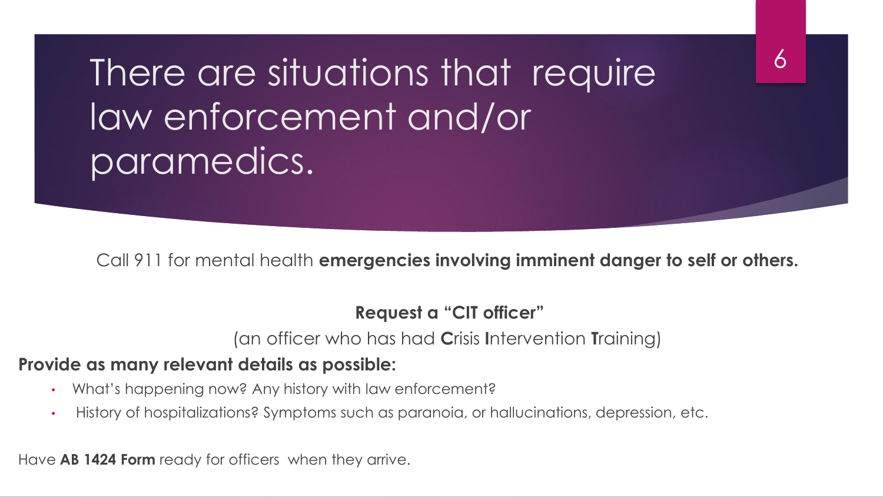# There are situations that require law enforcement and/or paramedics.

Call 911 for mental health **emergencies involving imminent danger to self or others.**

**Request a "CIT officer"**

(an officer who has had **C**risis **I**ntervention **T**raining)

**Provide as many relevant details as possible:**

- What's happening now? Any history with law enforcement?
- History of hospitalizations? Symptoms such as paranoia, or hallucinations, depression, etc.

Have **AB 1424 Form** ready for officers when they arrive.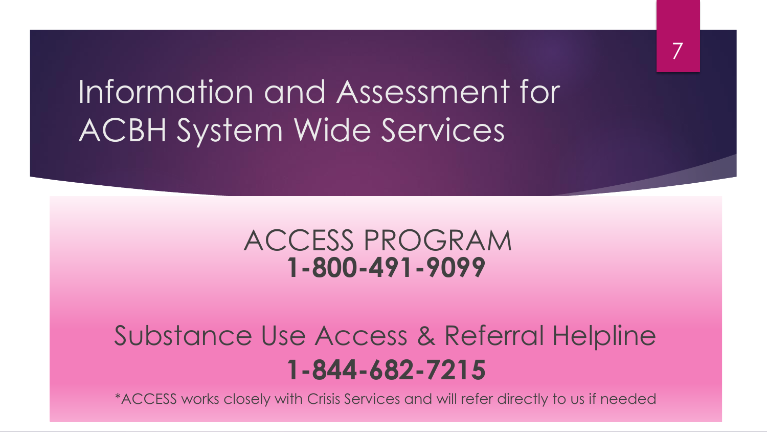# Information and Assessment for ACBH System Wide Services

ACCESS PROGRAM
**1-800-491-9099**

Substance Use Access & Referral Helpline
**1-844-682-7215**

*ACCESS works closely with Crisis Services and will refer directly to us if needed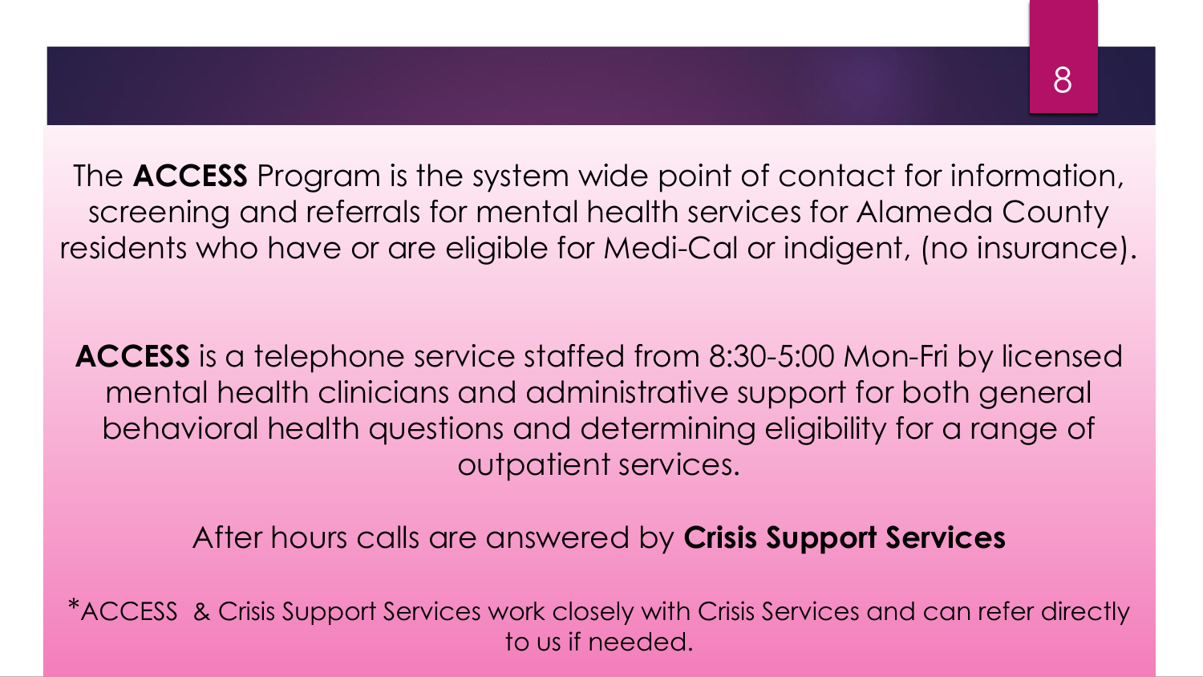The **ACCESS** Program is the system wide point of contact for information, screening and referrals for mental health services for Alameda County residents who have or are eligible for Medi-Cal or indigent, (no insurance).

**ACCESS** is a telephone service staffed from 8:30-5:00 Mon-Fri by licensed mental health clinicians and administrative support for both general behavioral health questions and determining eligibility for a range of outpatient services.

After hours calls are answered by **Crisis Support Services**

*ACCESS & Crisis Support Services work closely with Crisis Services and can refer directly to us if needed.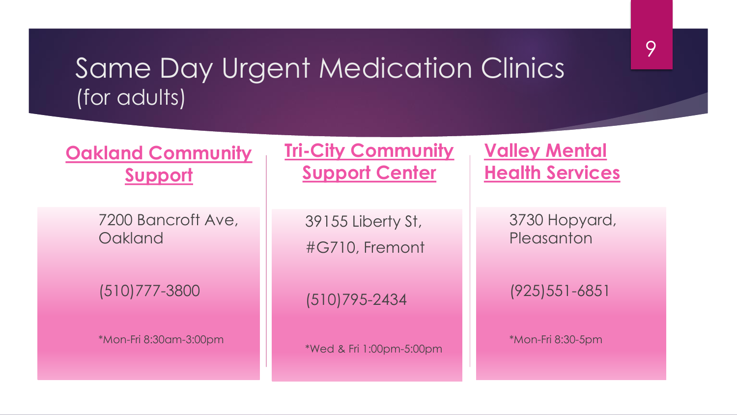# Same Day Urgent Medication Clinics
(for adults)

## Oakland Community Support

7200 Bancroft Ave, Oakland

(510)777-3800

*Mon-Fri 8:30am-3:00pm

## Tri-City Community Support Center

39155 Liberty St, #G710, Fremont

(510)795-2434

*Wed & Fri 1:00pm-5:00pm

## Valley Mental Health Services

3730 Hopyard, Pleasanton

(925)551-6851

*Mon-Fri 8:30-5pm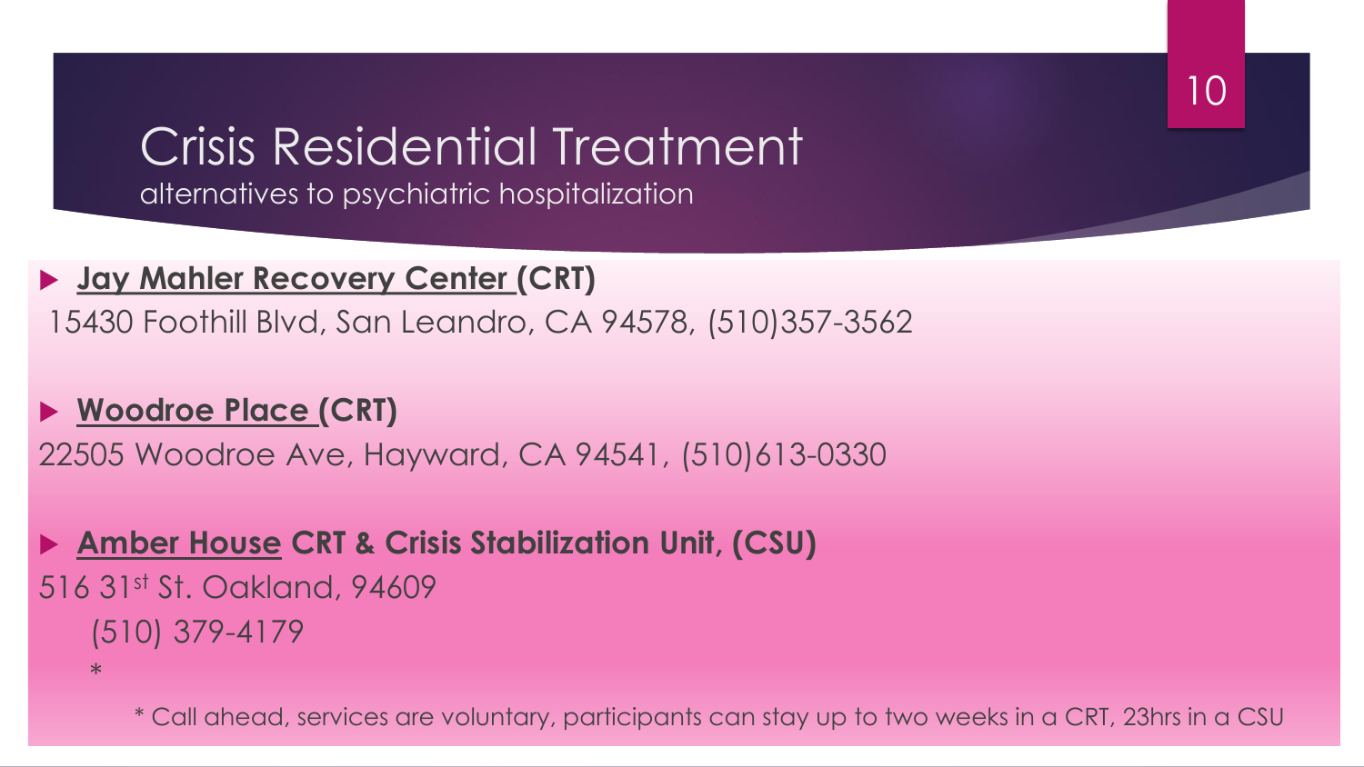# Crisis Residential Treatment

alternatives to psychiatric hospitalization

- **Jay Mahler Recovery Center (CRT)**

15430 Foothill Blvd, San Leandro, CA 94578, (510)357-3562

- **Woodroe Place (CRT)**

22505 Woodroe Ave, Hayward, CA 94541, (510)613-0330

- **Amber House CRT & Crisis Stabilization Unit, (CSU)**

516 31st St. Oakland, 94609

(510) 379-4179

*

* Call ahead, services are voluntary, participants can stay up to two weeks in a CRT, 23hrs in a CSU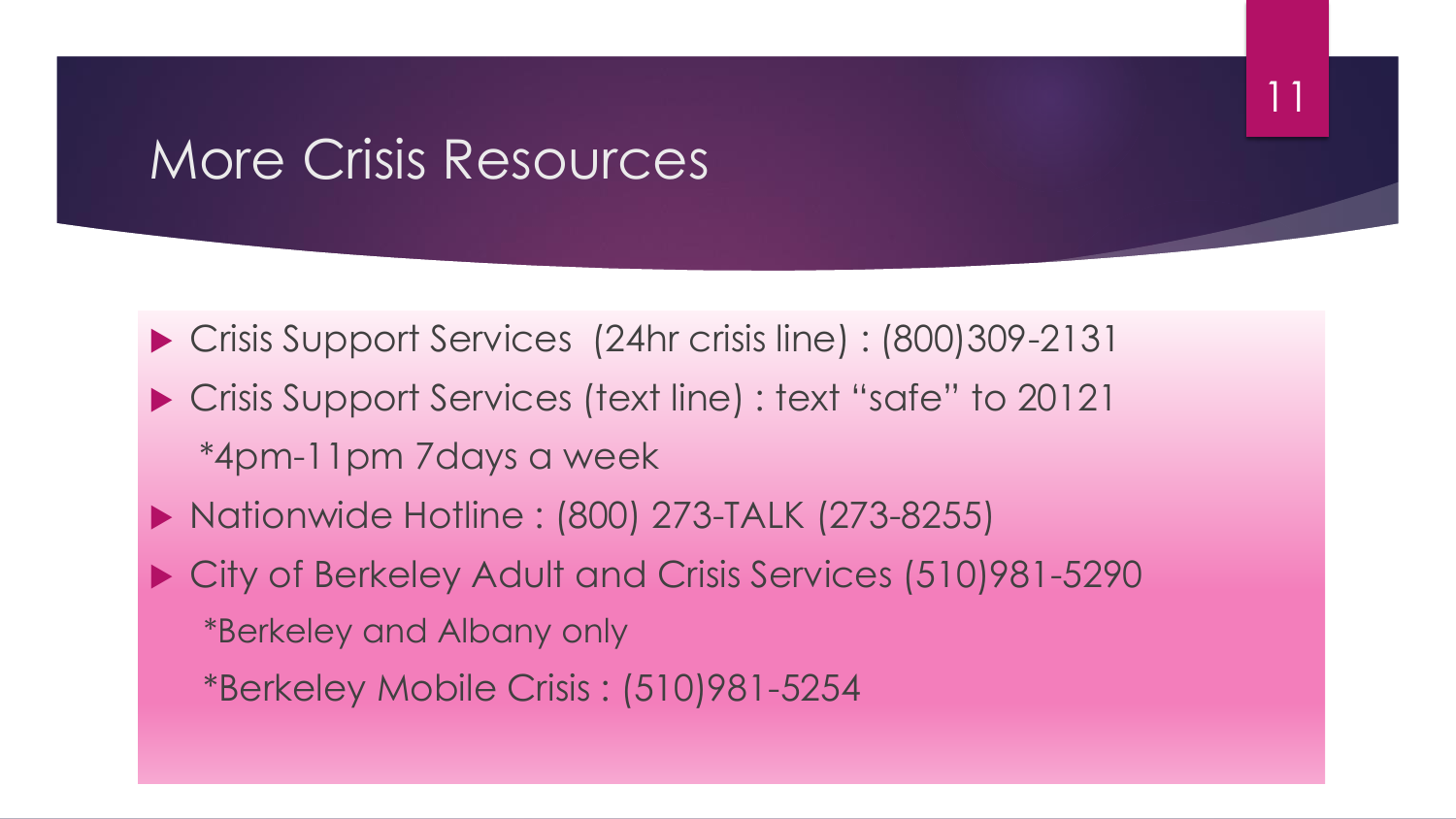# More Crisis Resources

- Crisis Support Services  (24hr crisis line) : (800)309-2131
- Crisis Support Services (text line) : text "safe" to 20121
  *4pm-11pm 7days a week
- Nationwide Hotline : (800) 273-TALK (273-8255)
- City of Berkeley Adult and Crisis Services (510)981-5290
  *Berkeley and Albany only
  *Berkeley Mobile Crisis : (510)981-5254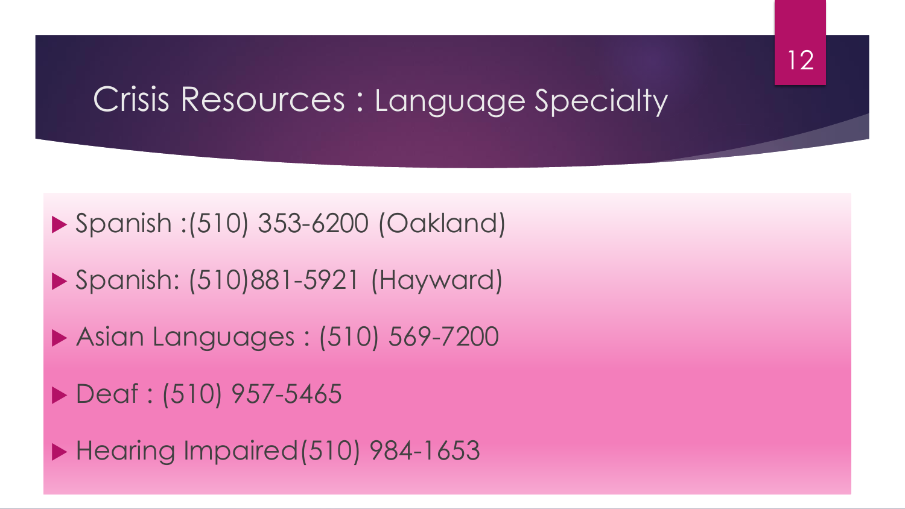# Crisis Resources : Language Specialty

- Spanish :(510) 353-6200 (Oakland)
- Spanish: (510)881-5921 (Hayward)
- Asian Languages : (510) 569-7200
- Deaf : (510) 957-5465
- Hearing Impaired(510) 984-1653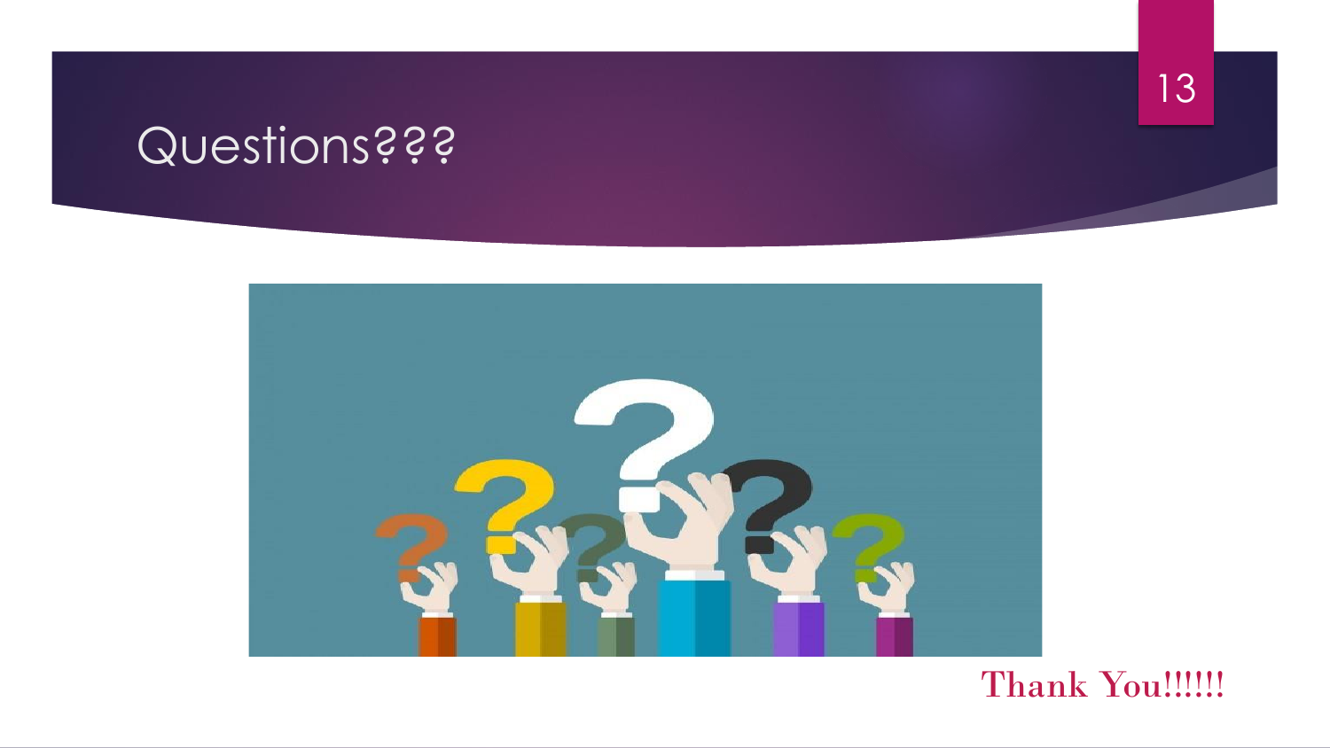# Questions???

Thank You!!!!!!